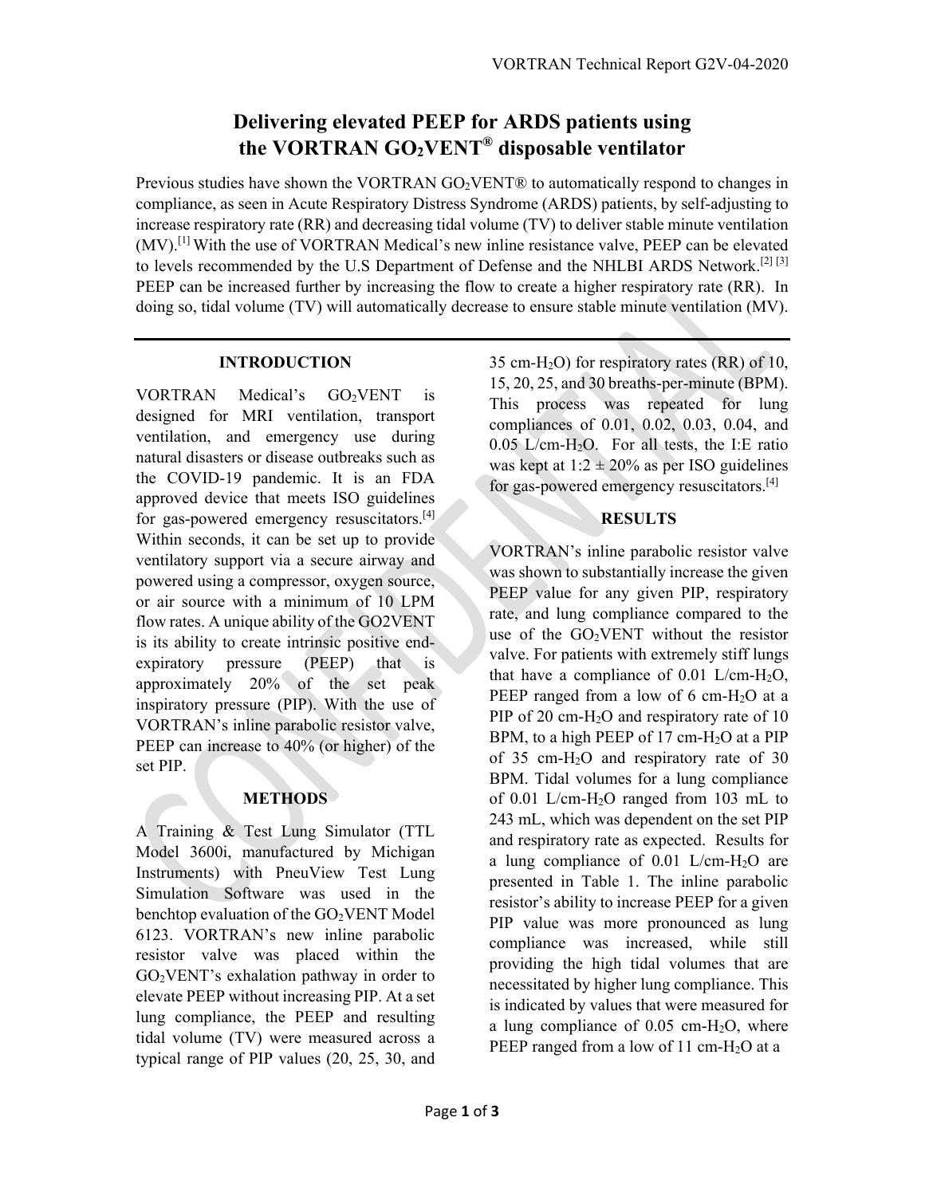# Delivering elevated PEEP for ARDS patients using the VORTRAN GO$_2$VENT® disposable ventilator

Previous studies have shown the VORTRAN GO$_2$VENT® to automatically respond to changes in compliance, as seen in Acute Respiratory Distress Syndrome (ARDS) patients, by self-adjusting to increase respiratory rate (RR) and decreasing tidal volume (TV) to deliver stable minute ventilation (MV).[1] With the use of VORTRAN Medical's new inline resistance valve, PEEP can be elevated to levels recommended by the U.S Department of Defense and the NHLBI ARDS Network.[2] [3] PEEP can be increased further by increasing the flow to create a higher respiratory rate (RR). In doing so, tidal volume (TV) will automatically decrease to ensure stable minute ventilation (MV).

## INTRODUCTION

VORTRAN Medical's GO$_2$VENT is designed for MRI ventilation, transport ventilation, and emergency use during natural disasters or disease outbreaks such as the COVID-19 pandemic. It is an FDA approved device that meets ISO guidelines for gas-powered emergency resuscitators.[4] Within seconds, it can be set up to provide ventilatory support via a secure airway and powered using a compressor, oxygen source, or air source with a minimum of 10 LPM flow rates. A unique ability of the GO2VENT is its ability to create intrinsic positive end-expiratory pressure (PEEP) that is approximately 20% of the set peak inspiratory pressure (PIP). With the use of VORTRAN's inline parabolic resistor valve, PEEP can increase to 40% (or higher) of the set PIP.

## METHODS

A Training & Test Lung Simulator (TTL Model 3600i, manufactured by Michigan Instruments) with PneuView Test Lung Simulation Software was used in the benchtop evaluation of the GO$_2$VENT Model 6123. VORTRAN's new inline parabolic resistor valve was placed within the GO$_2$VENT's exhalation pathway in order to elevate PEEP without increasing PIP. At a set lung compliance, the PEEP and resulting tidal volume (TV) were measured across a typical range of PIP values (20, 25, 30, and 35 cm-$H_2O$) for respiratory rates (RR) of 10, 15, 20, 25, and 30 breaths-per-minute (BPM). This process was repeated for lung compliances of 0.01, 0.02, 0.03, 0.04, and 0.05 L/cm-$H_2O$. For all tests, the I:E ratio was kept at 1:2 ± 20% as per ISO guidelines for gas-powered emergency resuscitators.[4]

## RESULTS

VORTRAN's inline parabolic resistor valve was shown to substantially increase the given PEEP value for any given PIP, respiratory rate, and lung compliance compared to the use of the GO$_2$VENT without the resistor valve. For patients with extremely stiff lungs that have a compliance of 0.01 L/cm-$H_2O$, PEEP ranged from a low of 6 cm-$H_2O$ at a PIP of 20 cm-$H_2O$ and respiratory rate of 10 BPM, to a high PEEP of 17 cm-$H_2O$ at a PIP of 35 cm-$H_2O$ and respiratory rate of 30 BPM. Tidal volumes for a lung compliance of 0.01 L/cm-$H_2O$ ranged from 103 mL to 243 mL, which was dependent on the set PIP and respiratory rate as expected. Results for a lung compliance of 0.01 L/cm-$H_2O$ are presented in Table 1. The inline parabolic resistor's ability to increase PEEP for a given PIP value was more pronounced as lung compliance was increased, while still providing the high tidal volumes that are necessitated by higher lung compliance. This is indicated by values that were measured for a lung compliance of 0.05 cm-$H_2O$, where PEEP ranged from a low of 11 cm-$H_2O$ at a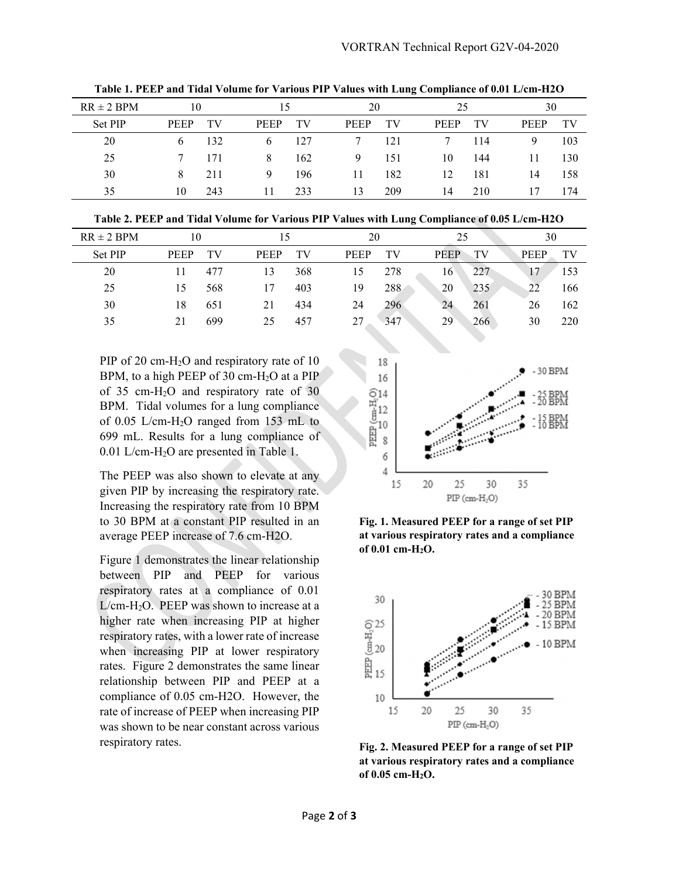**Table 1. PEEP and Tidal Volume for Various PIP Values with Lung Compliance of 0.01 L/cm-H2O**

| RR ± 2 BPM | 10 | | 15 | | 20 | | 25 | | 30 | |
|---|---|---|---|---|---|---|---|---|---|---|
| Set PIP | PEEP | TV | PEEP | TV | PEEP | TV | PEEP | TV | PEEP | TV |
| 20 | 6 | 132 | 6 | 127 | 7 | 121 | 7 | 114 | 9 | 103 |
| 25 | 7 | 171 | 8 | 162 | 9 | 151 | 10 | 144 | 11 | 130 |
| 30 | 8 | 211 | 9 | 196 | 11 | 182 | 12 | 181 | 14 | 158 |
| 35 | 10 | 243 | 11 | 233 | 13 | 209 | 14 | 210 | 17 | 174 |

**Table 2. PEEP and Tidal Volume for Various PIP Values with Lung Compliance of 0.05 L/cm-H2O**

| RR ± 2 BPM | 10 | | 15 | | 20 | | 25 | | 30 | |
|---|---|---|---|---|---|---|---|---|---|---|
| Set PIP | PEEP | TV | PEEP | TV | PEEP | TV | PEEP | TV | PEEP | TV |
| 20 | 11 | 477 | 13 | 368 | 15 | 278 | 16 | 227 | 17 | 153 |
| 25 | 15 | 568 | 17 | 403 | 19 | 288 | 20 | 235 | 22 | 166 |
| 30 | 18 | 651 | 21 | 434 | 24 | 296 | 24 | 261 | 26 | 162 |
| 35 | 21 | 699 | 25 | 457 | 27 | 347 | 29 | 266 | 30 | 220 |

PIP of 20 cm-$H_2O$ and respiratory rate of 10 BPM, to a high PEEP of 30 cm-$H_2O$ at a PIP of 35 cm-$H_2O$ and respiratory rate of 30 BPM. Tidal volumes for a lung compliance of 0.05 L/cm-$H_2O$ ranged from 153 mL to 699 mL. Results for a lung compliance of 0.01 L/cm-$H_2O$ are presented in Table 1.

The PEEP was also shown to elevate at any given PIP by increasing the respiratory rate. Increasing the respiratory rate from 10 BPM to 30 BPM at a constant PIP resulted in an average PEEP increase of 7.6 cm-H2O.

Figure 1 demonstrates the linear relationship between PIP and PEEP for various respiratory rates at a compliance of 0.01 L/cm-$H_2O$. PEEP was shown to increase at a higher rate when increasing PIP at higher respiratory rates, with a lower rate of increase when increasing PIP at lower respiratory rates. Figure 2 demonstrates the same linear relationship between PIP and PEEP at a compliance of 0.05 cm-H2O. However, the rate of increase of PEEP when increasing PIP was shown to be near constant across various respiratory rates.

**Fig. 1. Measured PEEP for a range of set PIP at various respiratory rates and a compliance of 0.01 cm-$H_2O$.**

**Fig. 2. Measured PEEP for a range of set PIP at various respiratory rates and a compliance of 0.05 cm-$H_2O$.**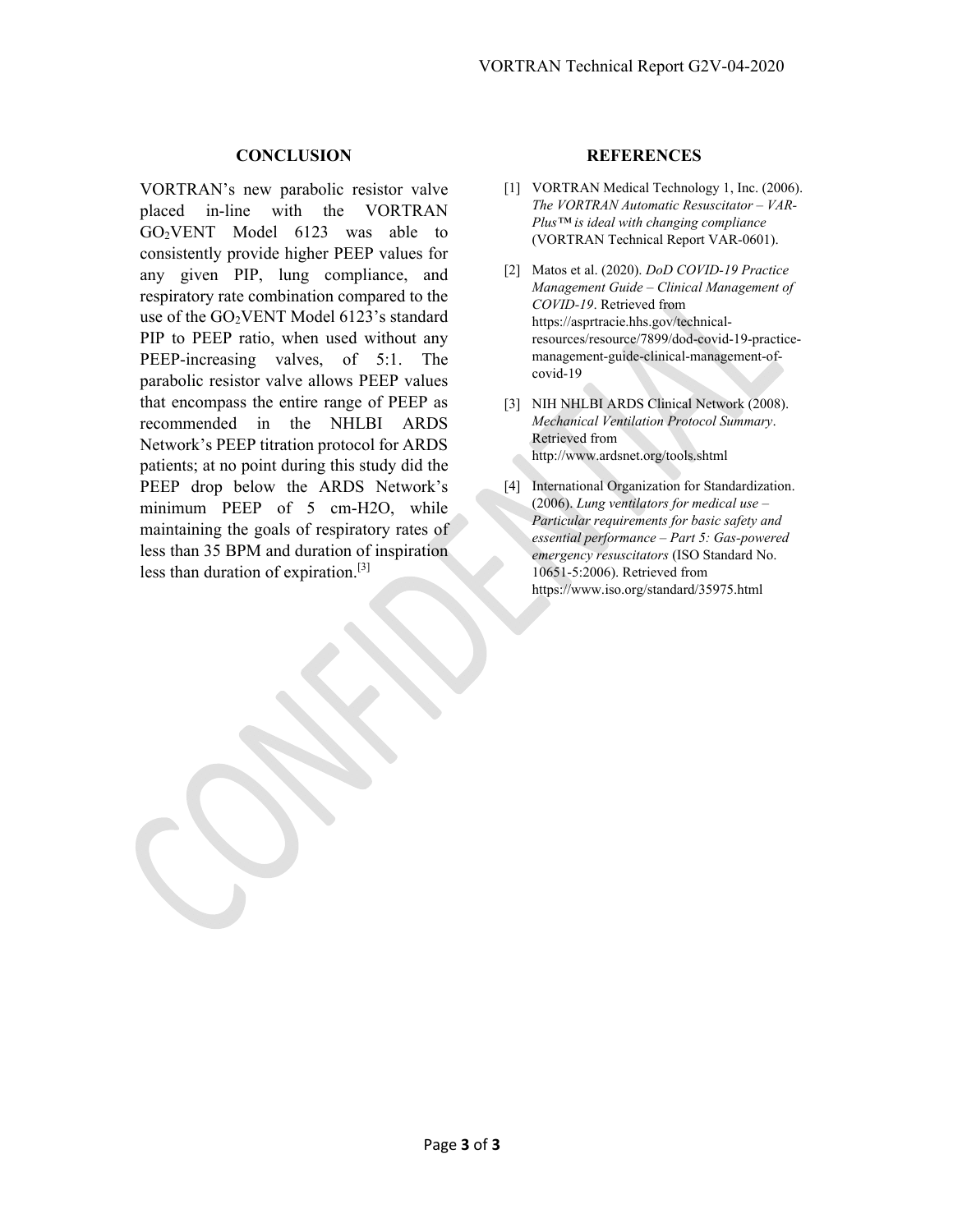## CONCLUSION

VORTRAN's new parabolic resistor valve placed in-line with the VORTRAN $GO_2$VENT Model 6123 was able to consistently provide higher PEEP values for any given PIP, lung compliance, and respiratory rate combination compared to the use of the $GO_2$VENT Model 6123's standard PIP to PEEP ratio, when used without any PEEP-increasing valves, of 5:1. The parabolic resistor valve allows PEEP values that encompass the entire range of PEEP as recommended in the NHLBI ARDS Network's PEEP titration protocol for ARDS patients; at no point during this study did the PEEP drop below the ARDS Network's minimum PEEP of 5 cm-H2O, while maintaining the goals of respiratory rates of less than 35 BPM and duration of inspiration less than duration of expiration.[3]

## REFERENCES

[1] VORTRAN Medical Technology 1, Inc. (2006). *The VORTRAN Automatic Resuscitator – VAR-Plus™ is ideal with changing compliance* (VORTRAN Technical Report VAR-0601).

[2] Matos et al. (2020). *DoD COVID-19 Practice Management Guide – Clinical Management of COVID-19*. Retrieved from https://asprtracie.hhs.gov/technical-resources/resource/7899/dod-covid-19-practice-management-guide-clinical-management-of-covid-19

[3] NIH NHLBI ARDS Clinical Network (2008). *Mechanical Ventilation Protocol Summary*. Retrieved from http://www.ardsnet.org/tools.shtml

[4] International Organization for Standardization. (2006). *Lung ventilators for medical use – Particular requirements for basic safety and essential performance – Part 5: Gas-powered emergency resuscitators* (ISO Standard No. 10651-5:2006). Retrieved from https://www.iso.org/standard/35975.html